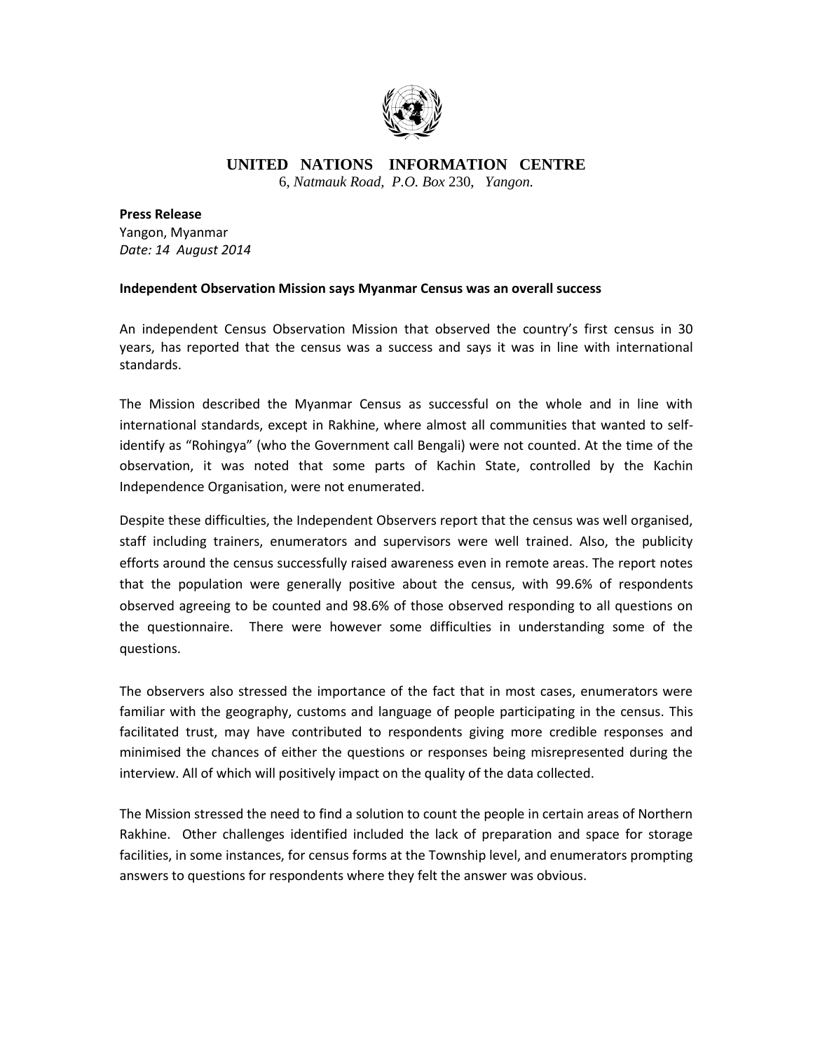**UNITED NATIONS INFORMATION CENTRE**

*6, Natmauk Road, P.O. Box 230, Yangon.*

**Press Release**

Yangon, Myanmar

*Date: 14 August 2014*

**Independent Observation Mission says Myanmar Census was an overall success**

An independent Census Observation Mission that observed the country's first census in 30 years, has reported that the census was a success and says it was in line with international standards.

The Mission described the Myanmar Census as successful on the whole and in line with international standards, except in Rakhine, where almost all communities that wanted to self-identify as "Rohingya" (who the Government call Bengali) were not counted. At the time of the observation, it was noted that some parts of Kachin State, controlled by the Kachin Independence Organisation, were not enumerated.

Despite these difficulties, the Independent Observers report that the census was well organised, staff including trainers, enumerators and supervisors were well trained. Also, the publicity efforts around the census successfully raised awareness even in remote areas. The report notes that the population were generally positive about the census, with 99.6% of respondents observed agreeing to be counted and 98.6% of those observed responding to all questions on the questionnaire. There were however some difficulties in understanding some of the questions.

The observers also stressed the importance of the fact that in most cases, enumerators were familiar with the geography, customs and language of people participating in the census. This facilitated trust, may have contributed to respondents giving more credible responses and minimised the chances of either the questions or responses being misrepresented during the interview. All of which will positively impact on the quality of the data collected.

The Mission stressed the need to find a solution to count the people in certain areas of Northern Rakhine. Other challenges identified included the lack of preparation and space for storage facilities, in some instances, for census forms at the Township level, and enumerators prompting answers to questions for respondents where they felt the answer was obvious.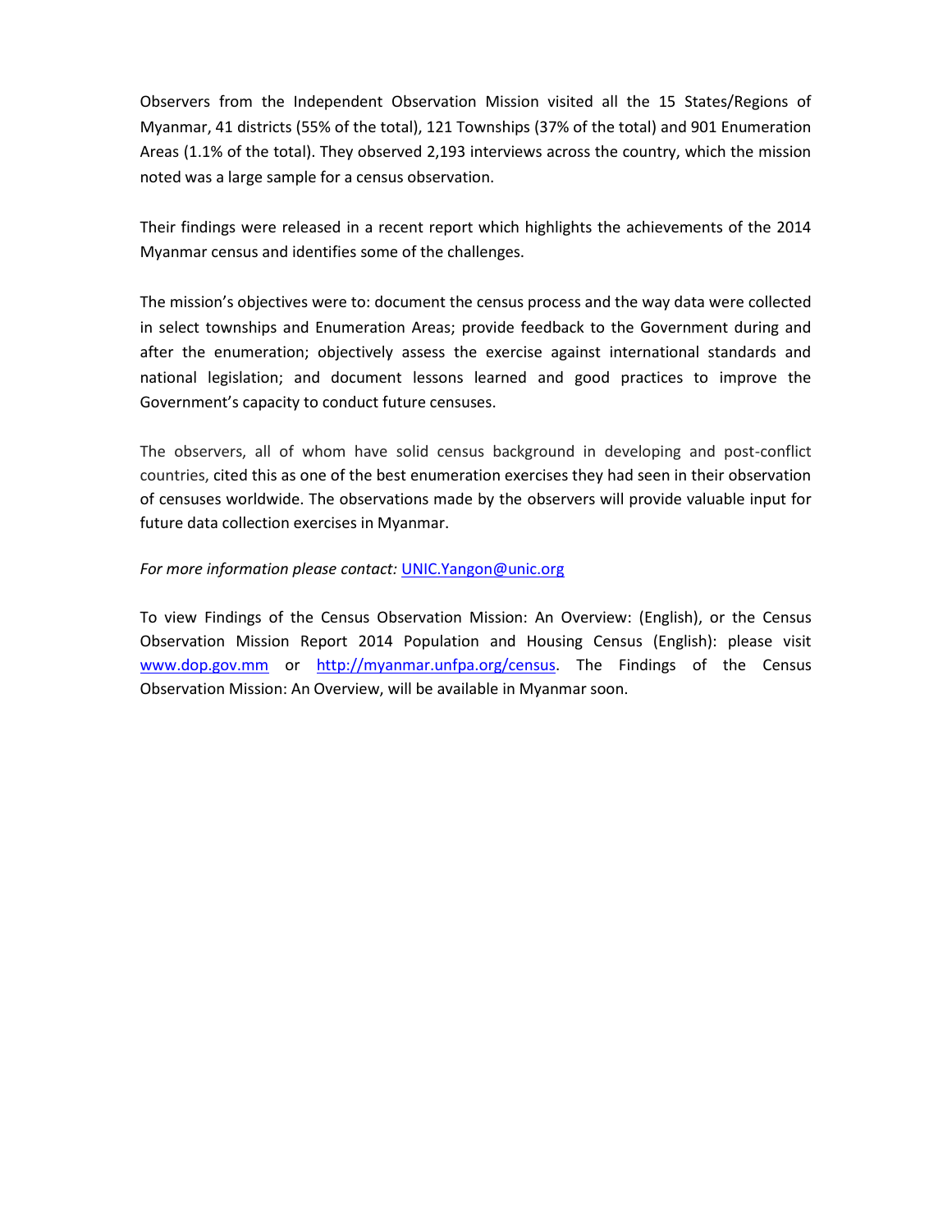Observers from the Independent Observation Mission visited all the 15 States/Regions of Myanmar, 41 districts (55% of the total), 121 Townships (37% of the total) and 901 Enumeration Areas (1.1% of the total). They observed 2,193 interviews across the country, which the mission noted was a large sample for a census observation.

Their findings were released in a recent report which highlights the achievements of the 2014 Myanmar census and identifies some of the challenges.

The mission's objectives were to: document the census process and the way data were collected in select townships and Enumeration Areas; provide feedback to the Government during and after the enumeration; objectively assess the exercise against international standards and national legislation; and document lessons learned and good practices to improve the Government's capacity to conduct future censuses.

The observers, all of whom have solid census background in developing and post-conflict countries, cited this as one of the best enumeration exercises they had seen in their observation of censuses worldwide. The observations made by the observers will provide valuable input for future data collection exercises in Myanmar.

*For more information please contact:* UNIC.Yangon@unic.org

To view Findings of the Census Observation Mission: An Overview: (English), or the Census Observation Mission Report 2014 Population and Housing Census (English): please visit www.dop.gov.mm or http://myanmar.unfpa.org/census. The Findings of the Census Observation Mission: An Overview, will be available in Myanmar soon.